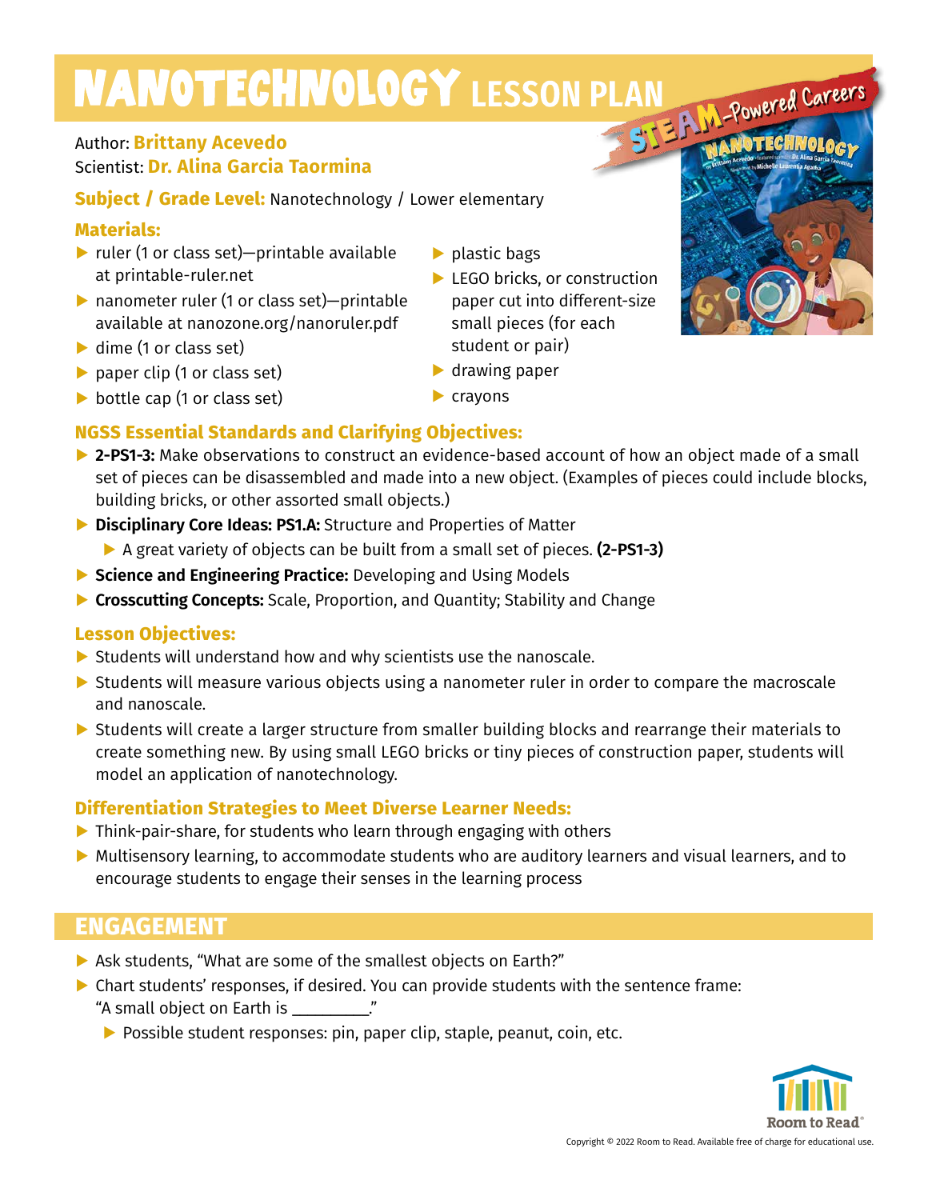# NANOTECHNOLOGY LESSON PLAN

Author: **Brittany Acevedo**
Scientist: **Dr. Alina Garcia Taormina**

**Subject / Grade Level:** Nanotechnology / Lower elementary

## Materials:

- ruler (1 or class set)—printable available at printable-ruler.net
- nanometer ruler (1 or class set)—printable available at nanozone.org/nanoruler.pdf
- dime (1 or class set)
- paper clip (1 or class set)
- bottle cap (1 or class set)
- plastic bags
- LEGO bricks, or construction paper cut into different-size small pieces (for each student or pair)
- drawing paper
- crayons

## NGSS Essential Standards and Clarifying Objectives:

- **2-PS1-3:** Make observations to construct an evidence-based account of how an object made of a small set of pieces can be disassembled and made into a new object. (Examples of pieces could include blocks, building bricks, or other assorted small objects.)
- **Disciplinary Core Ideas: PS1.A:** Structure and Properties of Matter
  - A great variety of objects can be built from a small set of pieces. **(2-PS1-3)**
- **Science and Engineering Practice:** Developing and Using Models
- **Crosscutting Concepts:** Scale, Proportion, and Quantity; Stability and Change

## Lesson Objectives:

- Students will understand how and why scientists use the nanoscale.
- Students will measure various objects using a nanometer ruler in order to compare the macroscale and nanoscale.
- Students will create a larger structure from smaller building blocks and rearrange their materials to create something new. By using small LEGO bricks or tiny pieces of construction paper, students will model an application of nanotechnology.

## Differentiation Strategies to Meet Diverse Learner Needs:

- Think-pair-share, for students who learn through engaging with others
- Multisensory learning, to accommodate students who are auditory learners and visual learners, and to encourage students to engage their senses in the learning process

## ENGAGEMENT

- Ask students, "What are some of the smallest objects on Earth?"
- Chart students' responses, if desired. You can provide students with the sentence frame: "A small object on Earth is _________."
  - Possible student responses: pin, paper clip, staple, peanut, coin, etc.

Copyright © 2022 Room to Read. Available free of charge for educational use.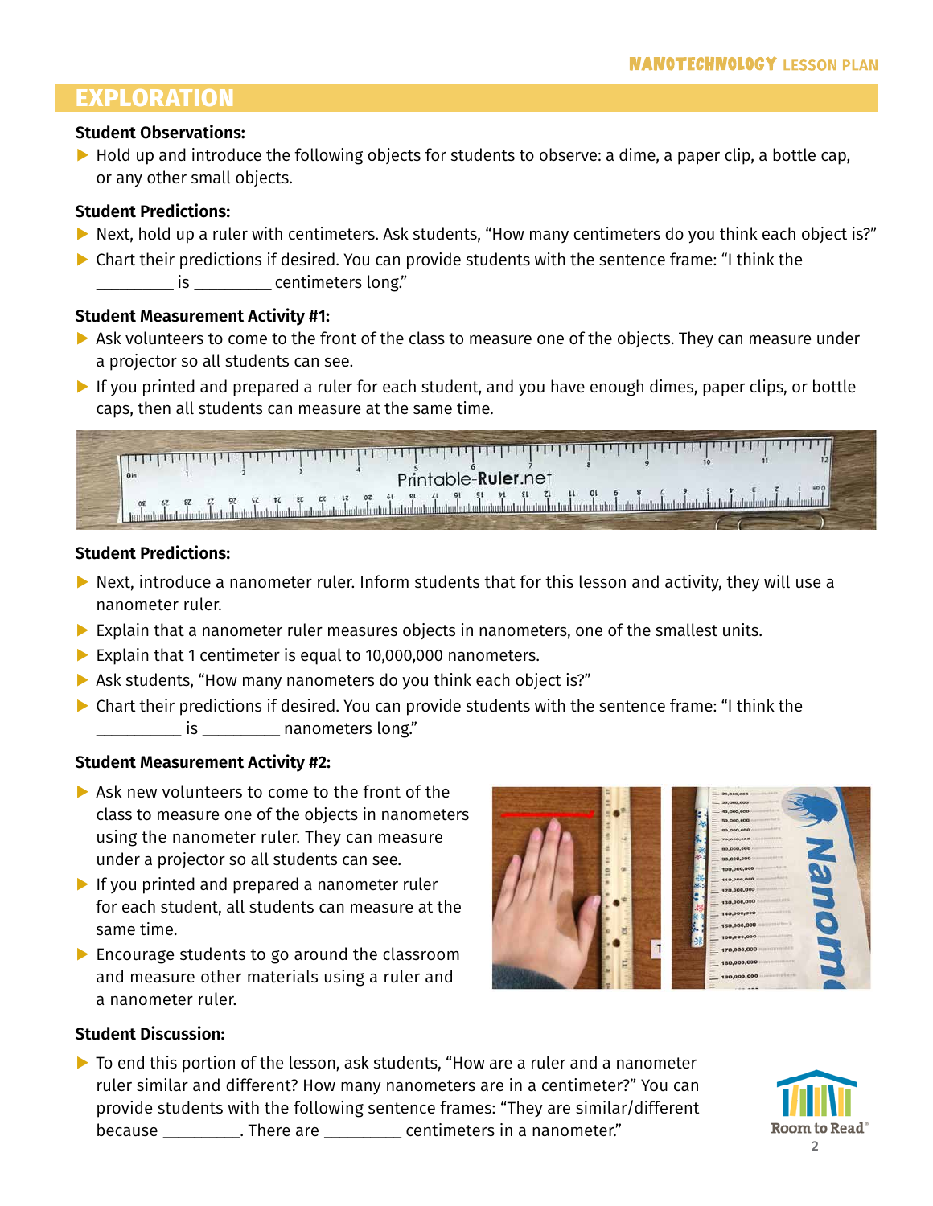## EXPLORATION

**Student Observations:**

- Hold up and introduce the following objects for students to observe: a dime, a paper clip, a bottle cap, or any other small objects.

**Student Predictions:**

- Next, hold up a ruler with centimeters. Ask students, "How many centimeters do you think each object is?"
- Chart their predictions if desired. You can provide students with the sentence frame: "I think the _________ is _________ centimeters long."

**Student Measurement Activity #1:**

- Ask volunteers to come to the front of the class to measure one of the objects. They can measure under a projector so all students can see.
- If you printed and prepared a ruler for each student, and you have enough dimes, paper clips, or bottle caps, then all students can measure at the same time.

**Student Predictions:**

- Next, introduce a nanometer ruler. Inform students that for this lesson and activity, they will use a nanometer ruler.
- Explain that a nanometer ruler measures objects in nanometers, one of the smallest units.
- Explain that 1 centimeter is equal to 10,000,000 nanometers.
- Ask students, "How many nanometers do you think each object is?"
- Chart their predictions if desired. You can provide students with the sentence frame: "I think the __________ is _________ nanometers long."

**Student Measurement Activity #2:**

- Ask new volunteers to come to the front of the class to measure one of the objects in nanometers using the nanometer ruler. They can measure under a projector so all students can see.
- If you printed and prepared a nanometer ruler for each student, all students can measure at the same time.
- Encourage students to go around the classroom and measure other materials using a ruler and a nanometer ruler.

**Student Discussion:**

- To end this portion of the lesson, ask students, "How are a ruler and a nanometer ruler similar and different? How many nanometers are in a centimeter?" You can provide students with the following sentence frames: "They are similar/different because _________. There are _________ centimeters in a nanometer."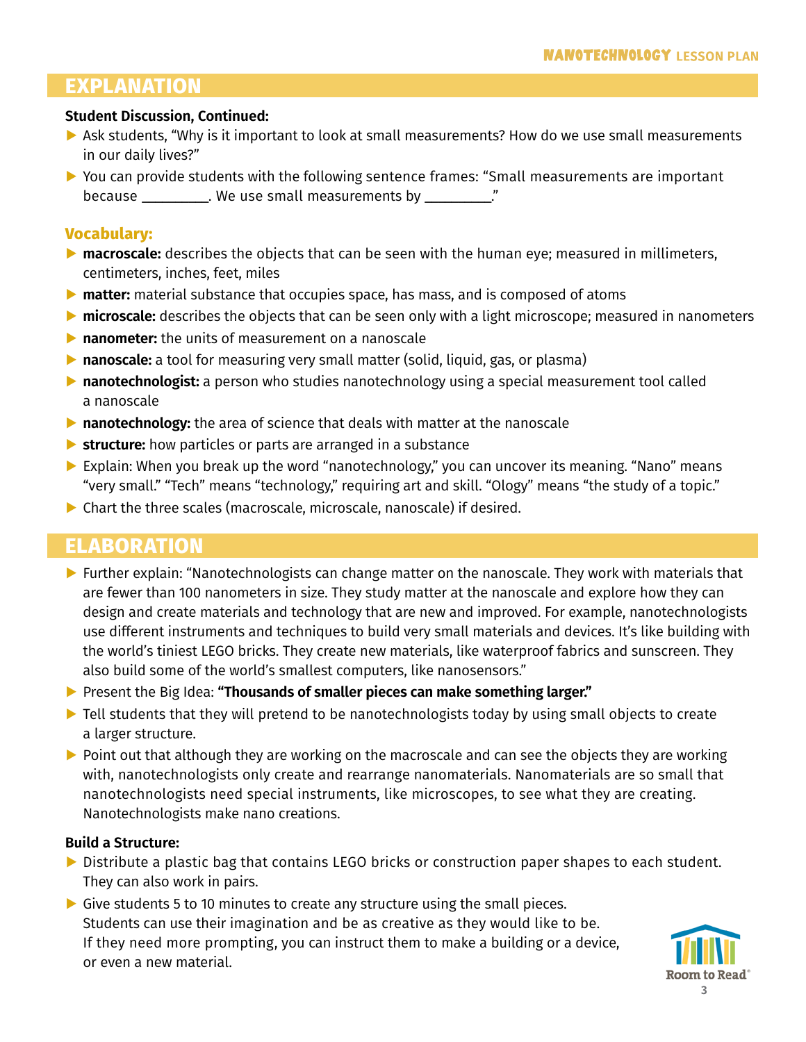## EXPLANATION

**Student Discussion, Continued:**

- Ask students, "Why is it important to look at small measurements? How do we use small measurements in our daily lives?"
- You can provide students with the following sentence frames: "Small measurements are important because _________. We use small measurements by _________."

### Vocabulary:

- **macroscale:** describes the objects that can be seen with the human eye; measured in millimeters, centimeters, inches, feet, miles
- **matter:** material substance that occupies space, has mass, and is composed of atoms
- **microscale:** describes the objects that can be seen only with a light microscope; measured in nanometers
- **nanometer:** the units of measurement on a nanoscale
- **nanoscale:** a tool for measuring very small matter (solid, liquid, gas, or plasma)
- **nanotechnologist:** a person who studies nanotechnology using a special measurement tool called a nanoscale
- **nanotechnology:** the area of science that deals with matter at the nanoscale
- **structure:** how particles or parts are arranged in a substance
- Explain: When you break up the word "nanotechnology," you can uncover its meaning. "Nano" means "very small." "Tech" means "technology," requiring art and skill. "Ology" means "the study of a topic."
- Chart the three scales (macroscale, microscale, nanoscale) if desired.

## ELABORATION

- Further explain: "Nanotechnologists can change matter on the nanoscale. They work with materials that are fewer than 100 nanometers in size. They study matter at the nanoscale and explore how they can design and create materials and technology that are new and improved. For example, nanotechnologists use different instruments and techniques to build very small materials and devices. It's like building with the world's tiniest LEGO bricks. They create new materials, like waterproof fabrics and sunscreen. They also build some of the world's smallest computers, like nanosensors."
- Present the Big Idea: **"Thousands of smaller pieces can make something larger."**
- Tell students that they will pretend to be nanotechnologists today by using small objects to create a larger structure.
- Point out that although they are working on the macroscale and can see the objects they are working with, nanotechnologists only create and rearrange nanomaterials. Nanomaterials are so small that nanotechnologists need special instruments, like microscopes, to see what they are creating. Nanotechnologists make nano creations.

**Build a Structure:**

- Distribute a plastic bag that contains LEGO bricks or construction paper shapes to each student. They can also work in pairs.
- Give students 5 to 10 minutes to create any structure using the small pieces. Students can use their imagination and be as creative as they would like to be. If they need more prompting, you can instruct them to make a building or a device, or even a new material.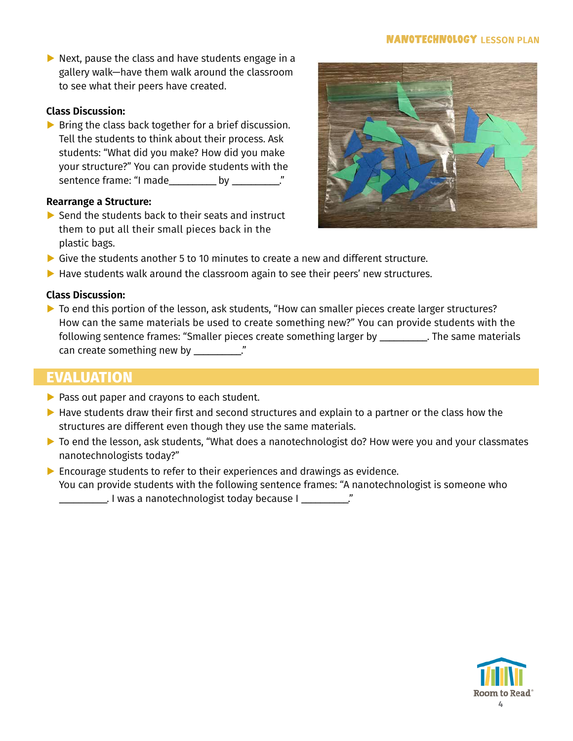- Next, pause the class and have students engage in a gallery walk—have them walk around the classroom to see what their peers have created.

**Class Discussion:**

- Bring the class back together for a brief discussion. Tell the students to think about their process. Ask students: "What did you make? How did you make your structure?" You can provide students with the sentence frame: "I made_________ by _________."

**Rearrange a Structure:**

- Send the students back to their seats and instruct them to put all their small pieces back in the plastic bags.
- Give the students another 5 to 10 minutes to create a new and different structure.
- Have students walk around the classroom again to see their peers' new structures.

**Class Discussion:**

- To end this portion of the lesson, ask students, "How can smaller pieces create larger structures? How can the same materials be used to create something new?" You can provide students with the following sentence frames: "Smaller pieces create something larger by _________. The same materials can create something new by _________."

## EVALUATION

- Pass out paper and crayons to each student.
- Have students draw their first and second structures and explain to a partner or the class how the structures are different even though they use the same materials.
- To end the lesson, ask students, "What does a nanotechnologist do? How were you and your classmates nanotechnologists today?"
- Encourage students to refer to their experiences and drawings as evidence. You can provide students with the following sentence frames: "A nanotechnologist is someone who _________. I was a nanotechnologist today because I _________."